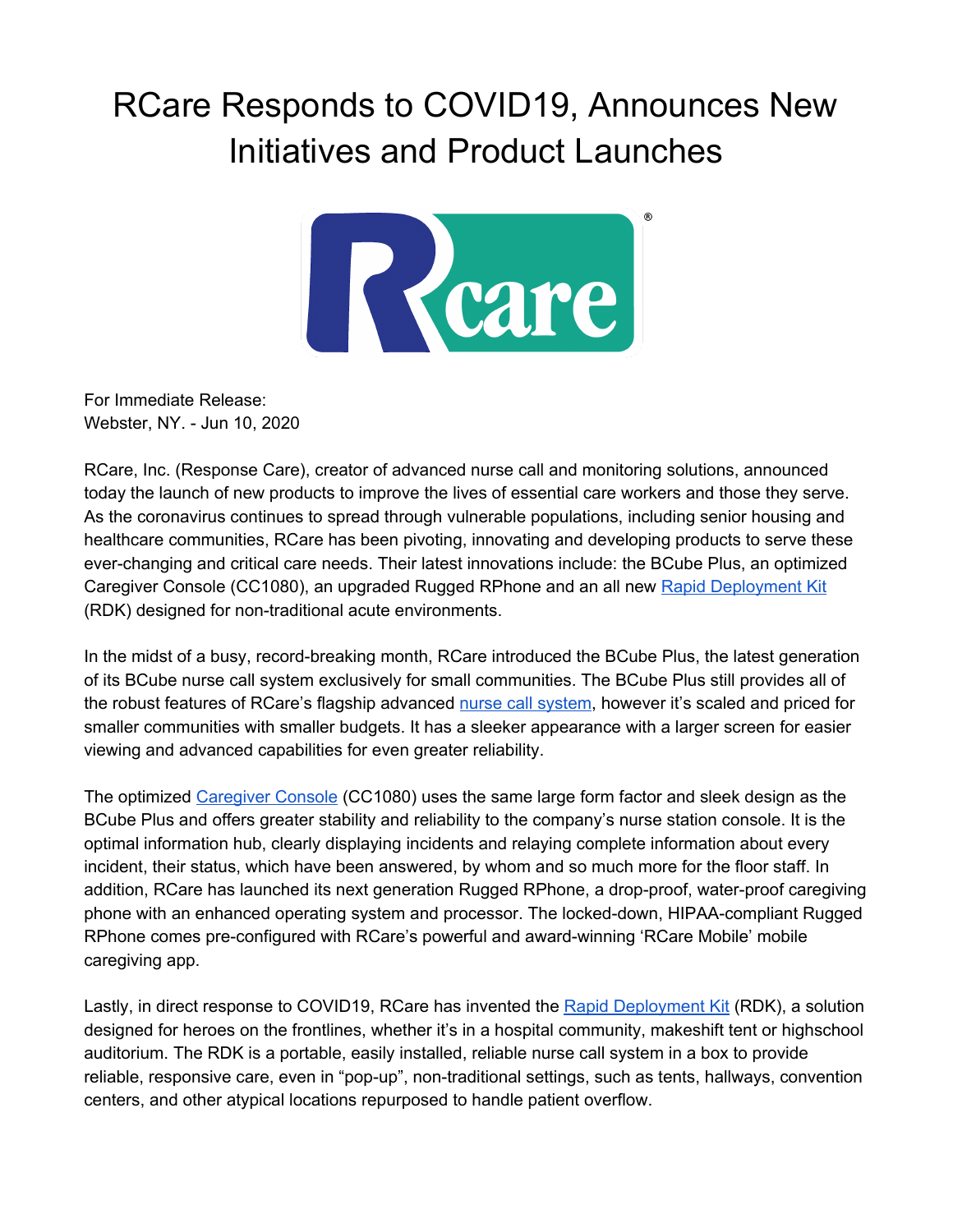# RCare Responds to COVID19, Announces New Initiatives and Product Launches

For Immediate Release:
Webster, NY. - Jun 10, 2020

RCare, Inc. (Response Care), creator of advanced nurse call and monitoring solutions, announced today the launch of new products to improve the lives of essential care workers and those they serve. As the coronavirus continues to spread through vulnerable populations, including senior housing and healthcare communities, RCare has been pivoting, innovating and developing products to serve these ever-changing and critical care needs. Their latest innovations include: the BCube Plus, an optimized Caregiver Console (CC1080), an upgraded Rugged RPhone and an all new Rapid Deployment Kit (RDK) designed for non-traditional acute environments.

In the midst of a busy, record-breaking month, RCare introduced the BCube Plus, the latest generation of its BCube nurse call system exclusively for small communities. The BCube Plus still provides all of the robust features of RCare's flagship advanced nurse call system, however it's scaled and priced for smaller communities with smaller budgets. It has a sleeker appearance with a larger screen for easier viewing and advanced capabilities for even greater reliability.

The optimized Caregiver Console (CC1080) uses the same large form factor and sleek design as the BCube Plus and offers greater stability and reliability to the company's nurse station console. It is the optimal information hub, clearly displaying incidents and relaying complete information about every incident, their status, which have been answered, by whom and so much more for the floor staff. In addition, RCare has launched its next generation Rugged RPhone, a drop-proof, water-proof caregiving phone with an enhanced operating system and processor. The locked-down, HIPAA-compliant Rugged RPhone comes pre-configured with RCare's powerful and award-winning 'RCare Mobile' mobile caregiving app.

Lastly, in direct response to COVID19, RCare has invented the Rapid Deployment Kit (RDK), a solution designed for heroes on the frontlines, whether it's in a hospital community, makeshift tent or highschool auditorium. The RDK is a portable, easily installed, reliable nurse call system in a box to provide reliable, responsive care, even in "pop-up", non-traditional settings, such as tents, hallways, convention centers, and other atypical locations repurposed to handle patient overflow.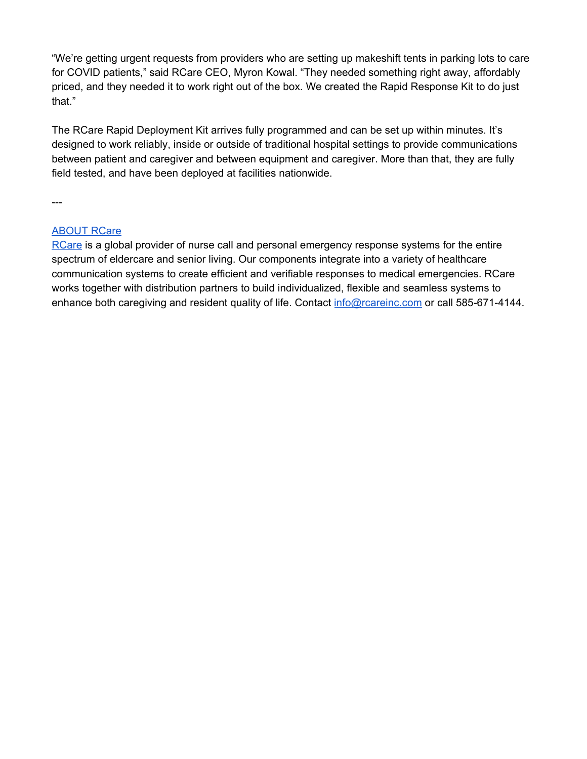"We're getting urgent requests from providers who are setting up makeshift tents in parking lots to care for COVID patients," said RCare CEO, Myron Kowal. "They needed something right away, affordably priced, and they needed it to work right out of the box. We created the Rapid Response Kit to do just that."

The RCare Rapid Deployment Kit arrives fully programmed and can be set up within minutes. It's designed to work reliably, inside or outside of traditional hospital settings to provide communications between patient and caregiver and between equipment and caregiver. More than that, they are fully field tested, and have been deployed at facilities nationwide.

---

ABOUT RCare

RCare is a global provider of nurse call and personal emergency response systems for the entire spectrum of eldercare and senior living. Our components integrate into a variety of healthcare communication systems to create efficient and verifiable responses to medical emergencies. RCare works together with distribution partners to build individualized, flexible and seamless systems to enhance both caregiving and resident quality of life. Contact info@rcareinc.com or call 585-671-4144.